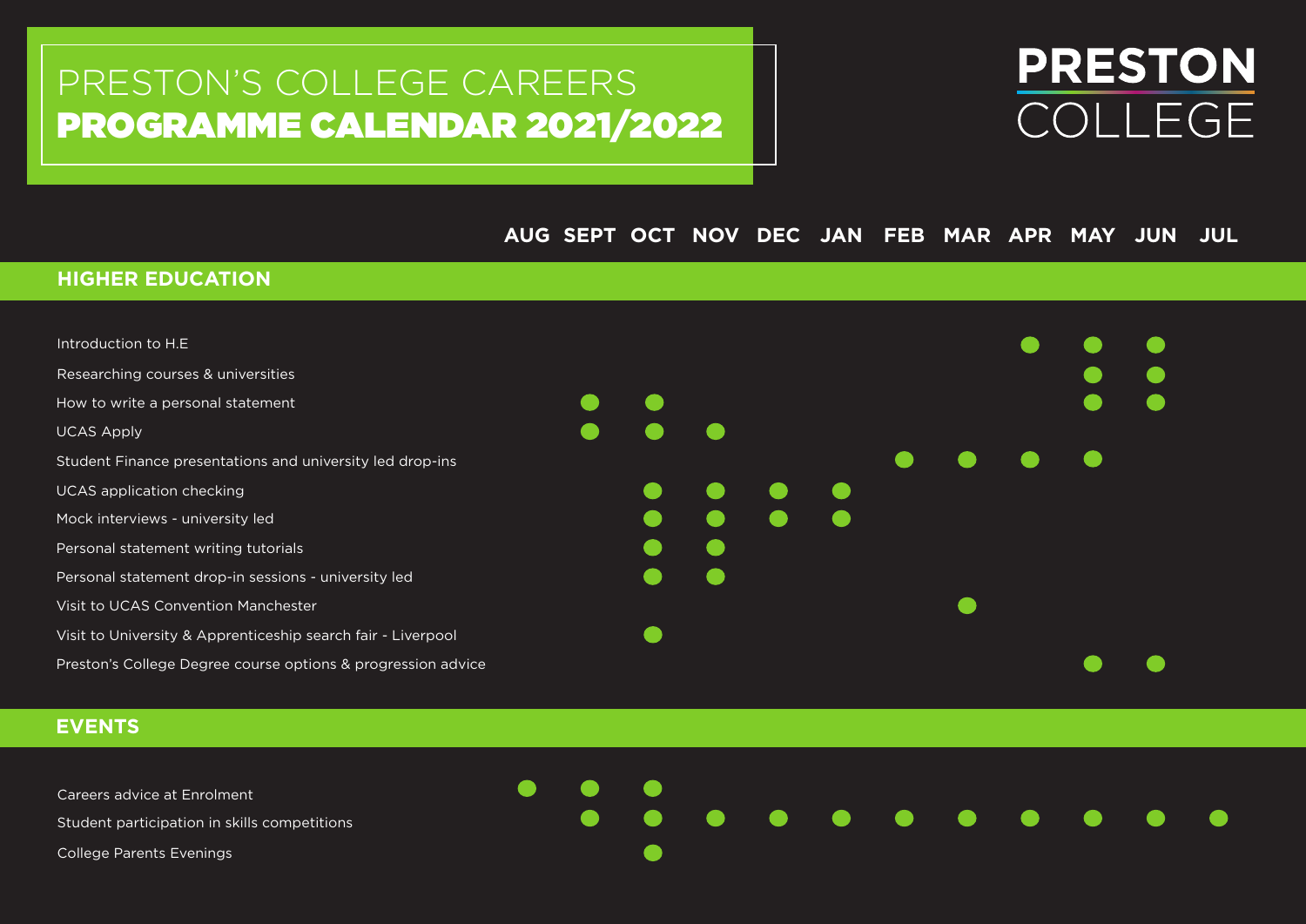# PRESTON'S COLLEGE CAREERS
# PROGRAMME CALENDAR 2021/2022

**PRESTON COLLEGE**

## HIGHER EDUCATION

| | AUG | SEPT | OCT | NOV | DEC | JAN | FEB | MAR | APR | MAY | JUN | JUL |
|---|---|---|---|---|---|---|---|---|---|---|---|---|
| Introduction to H.E | | | | | | | | | ● | ● | ● | |
| Researching courses & universities | | | | | | | | | | ● | ● | |
| How to write a personal statement | | ● | ● | | | | | | | ● | ● | |
| UCAS Apply | | ● | ● | ● | | | | | | | | |
| Student Finance presentations and university led drop-ins | | | | | | | ● | ● | ● | ● | | |
| UCAS application checking | | | ● | ● | ● | ● | | | | | | |
| Mock interviews - university led | | | ● | ● | ● | ● | | | | | | |
| Personal statement writing tutorials | | | ● | ● | | | | | | | | |
| Personal statement drop-in sessions - university led | | | ● | ● | | | | | | | | |
| Visit to UCAS Convention Manchester | | | | | | | | ● | | | | |
| Visit to University & Apprenticeship search fair - Liverpool | | | ● | | | | | | | | | |
| Preston's College Degree course options & progression advice | | | | | | | | | | ● | ● | |

## EVENTS

| | AUG | SEPT | OCT | NOV | DEC | JAN | FEB | MAR | APR | MAY | JUN | JUL |
|---|---|---|---|---|---|---|---|---|---|---|---|---|
| Careers advice at Enrolment | ● | ● | ● | | | | | | | | | |
| Student participation in skills competitions | | ● | ● | ● | ● | ● | ● | ● | ● | ● | ● | ● |
| College Parents Evenings | | | ● | | | | | | | | | |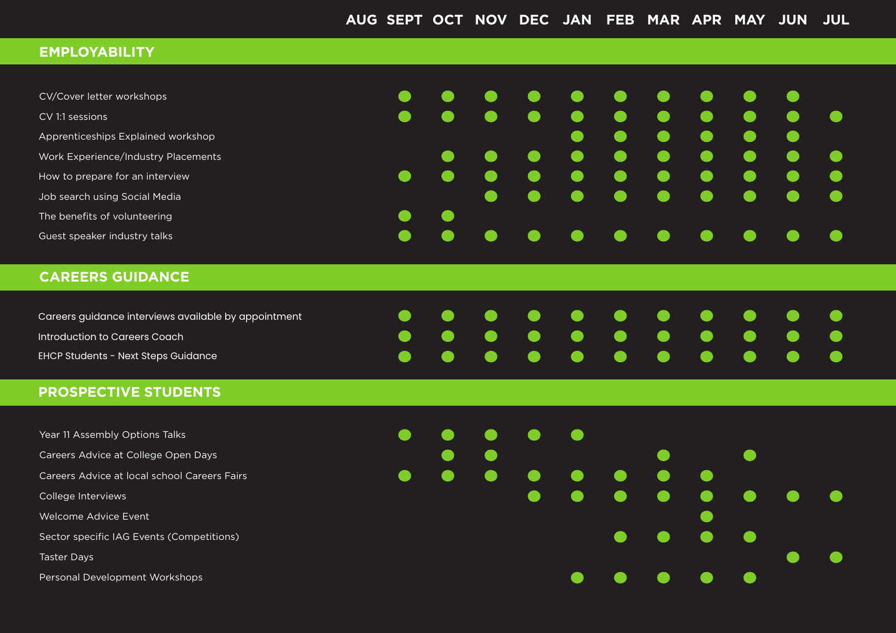| | AUG | SEPT | OCT | NOV | DEC | JAN | FEB | MAR | APR | MAY | JUN | JUL |
|---|---|---|---|---|---|---|---|---|---|---|---|---|
| **EMPLOYABILITY** | | | | | | | | | | | | |
| CV/Cover letter workshops | | ● | ● | ● | ● | ● | ● | ● | ● | ● | ● | |
| CV 1:1 sessions | | ● | ● | ● | ● | ● | ● | ● | ● | ● | ● | ● |
| Apprenticeships Explained workshop | | | | | | ● | ● | ● | ● | ● | ● | |
| Work Experience/Industry Placements | | | ● | ● | ● | ● | ● | ● | ● | ● | ● | ● |
| How to prepare for an interview | | ● | ● | ● | ● | ● | ● | ● | ● | ● | ● | ● |
| Job search using Social Media | | | | ● | ● | ● | ● | ● | ● | ● | ● | ● |
| The benefits of volunteering | | ● | ● | | | | | | | | | |
| Guest speaker industry talks | | ● | ● | ● | ● | ● | ● | ● | ● | ● | ● | ● |
| **CAREERS GUIDANCE** | | | | | | | | | | | | |
| Careers guidance interviews available by appointment | | ● | ● | ● | ● | ● | ● | ● | ● | ● | ● | ● |
| Introduction to Careers Coach | | ● | ● | ● | ● | ● | ● | ● | ● | ● | ● | ● |
| EHCP Students – Next Steps Guidance | | ● | ● | ● | ● | ● | ● | ● | ● | ● | ● | ● |
| **PROSPECTIVE STUDENTS** | | | | | | | | | | | | |
| Year 11 Assembly Options Talks | | ● | ● | ● | ● | ● | | | | | | |
| Careers Advice at College Open Days | | | ● | ● | | | | ● | | ● | | |
| Careers Advice at local school Careers Fairs | | ● | ● | ● | ● | ● | ● | ● | ● | | | |
| College Interviews | | | | | ● | ● | ● | ● | ● | ● | ● | ● |
| Welcome Advice Event | | | | | | | | | ● | | | |
| Sector specific IAG Events (Competitions) | | | | | | | ● | ● | ● | ● | | |
| Taster Days | | | | | | | | | | | ● | ● |
| Personal Development Workshops | | | | | | ● | ● | ● | ● | ● | | |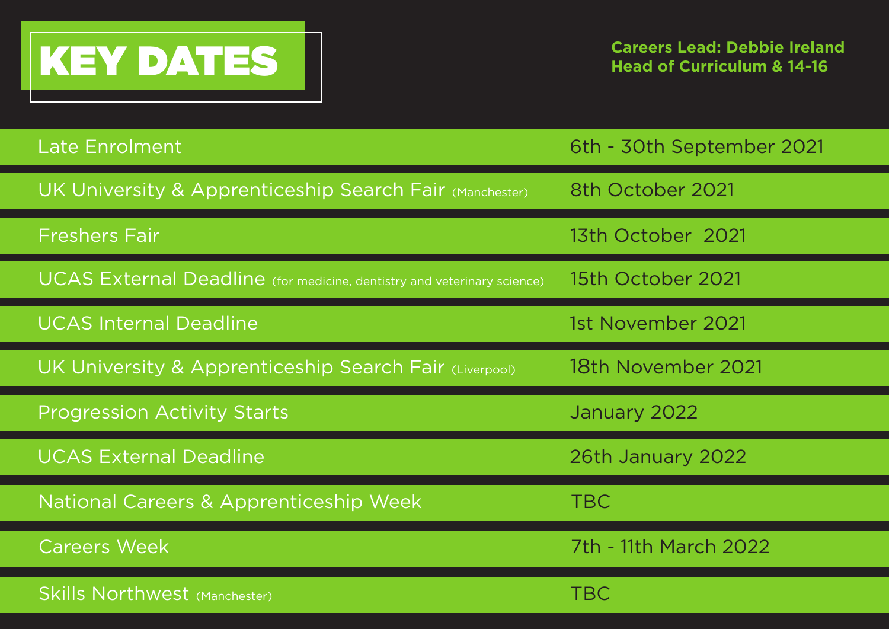# KEY DATES

**Careers Lead: Debbie Ireland**
**Head of Curriculum & 14-16**

| | |
|---|---|
| Late Enrolment | 6th - 30th September 2021 |
| UK University & Apprenticeship Search Fair (Manchester) | 8th October 2021 |
| Freshers Fair | 13th October 2021 |
| UCAS External Deadline (for medicine, dentistry and veterinary science) | 15th October 2021 |
| UCAS Internal Deadline | 1st November 2021 |
| UK University & Apprenticeship Search Fair (Liverpool) | 18th November 2021 |
| Progression Activity Starts | January 2022 |
| UCAS External Deadline | 26th January 2022 |
| National Careers & Apprenticeship Week | TBC |
| Careers Week | 7th - 11th March 2022 |
| Skills Northwest (Manchester) | TBC |